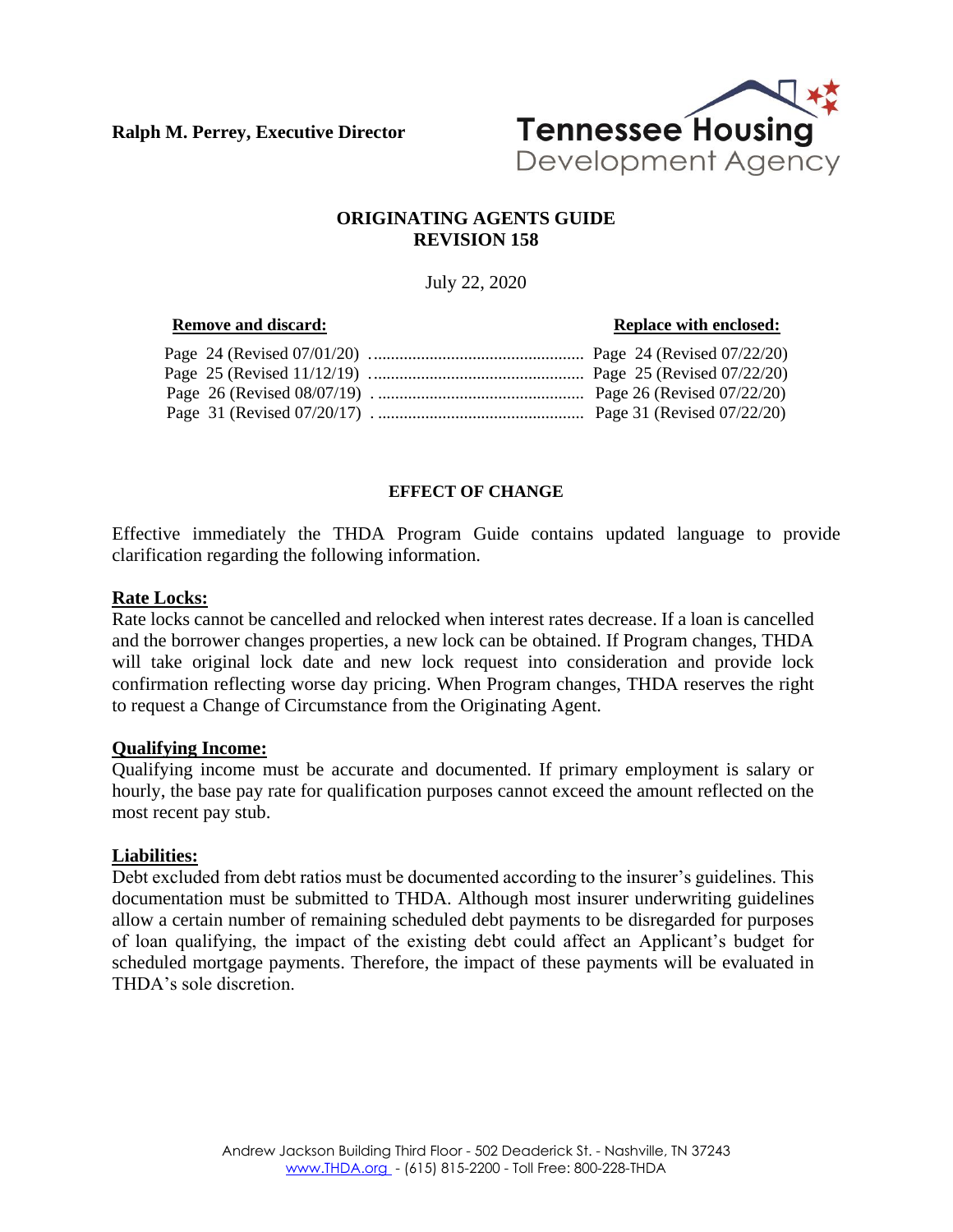**Ralph M. Perrey, Executive Director**

Tennessee Housing Development Agency

# ORIGINATING AGENTS GUIDE
## REVISION 158

July 22, 2020

| **Remove and discard:** | **Replace with enclosed:** |
|---|---|
| Page 24 (Revised 07/01/20) | Page 24 (Revised 07/22/20) |
| Page 25 (Revised 11/12/19) | Page 25 (Revised 07/22/20) |
| Page 26 (Revised 08/07/19) | Page 26 (Revised 07/22/20) |
| Page 31 (Revised 07/20/17) | Page 31 (Revised 07/22/20) |

### EFFECT OF CHANGE

Effective immediately the THDA Program Guide contains updated language to provide clarification regarding the following information.

**Rate Locks:**

Rate locks cannot be cancelled and relocked when interest rates decrease. If a loan is cancelled and the borrower changes properties, a new lock can be obtained. If Program changes, THDA will take original lock date and new lock request into consideration and provide lock confirmation reflecting worse day pricing. When Program changes, THDA reserves the right to request a Change of Circumstance from the Originating Agent.

**Qualifying Income:**

Qualifying income must be accurate and documented. If primary employment is salary or hourly, the base pay rate for qualification purposes cannot exceed the amount reflected on the most recent pay stub.

**Liabilities:**

Debt excluded from debt ratios must be documented according to the insurer's guidelines. This documentation must be submitted to THDA. Although most insurer underwriting guidelines allow a certain number of remaining scheduled debt payments to be disregarded for purposes of loan qualifying, the impact of the existing debt could affect an Applicant's budget for scheduled mortgage payments. Therefore, the impact of these payments will be evaluated in THDA's sole discretion.

Andrew Jackson Building Third Floor - 502 Deaderick St. - Nashville, TN 37243
www.THDA.org - (615) 815-2200 - Toll Free: 800-228-THDA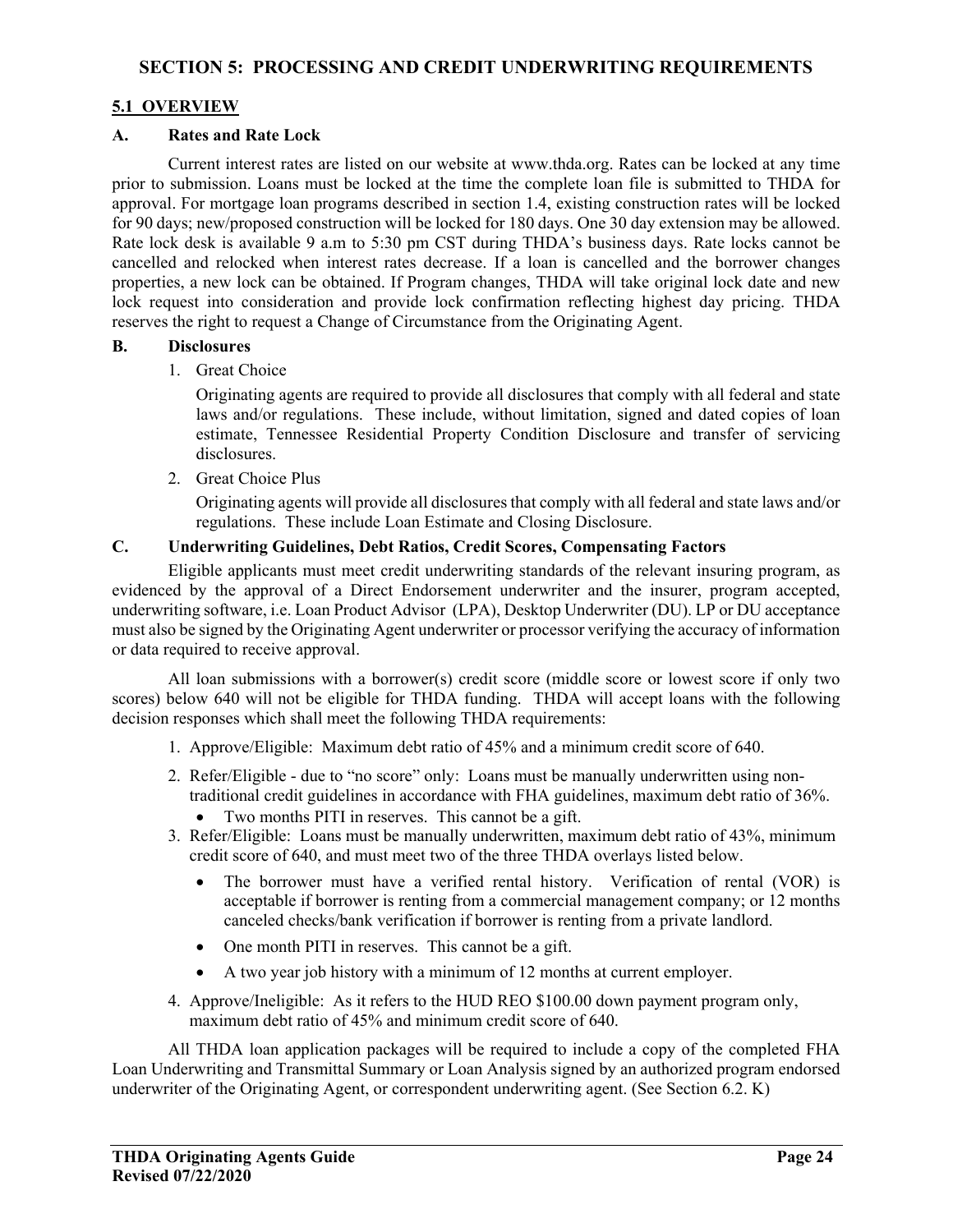## SECTION 5: PROCESSING AND CREDIT UNDERWRITING REQUIREMENTS

### 5.1 OVERVIEW

#### A. Rates and Rate Lock

Current interest rates are listed on our website at www.thda.org. Rates can be locked at any time prior to submission. Loans must be locked at the time the complete loan file is submitted to THDA for approval. For mortgage loan programs described in section 1.4, existing construction rates will be locked for 90 days; new/proposed construction will be locked for 180 days. One 30 day extension may be allowed. Rate lock desk is available 9 a.m to 5:30 pm CST during THDA's business days. Rate locks cannot be cancelled and relocked when interest rates decrease. If a loan is cancelled and the borrower changes properties, a new lock can be obtained. If Program changes, THDA will take original lock date and new lock request into consideration and provide lock confirmation reflecting highest day pricing. THDA reserves the right to request a Change of Circumstance from the Originating Agent.

#### B. Disclosures

1. Great Choice

   Originating agents are required to provide all disclosures that comply with all federal and state laws and/or regulations. These include, without limitation, signed and dated copies of loan estimate, Tennessee Residential Property Condition Disclosure and transfer of servicing disclosures.

2. Great Choice Plus

   Originating agents will provide all disclosures that comply with all federal and state laws and/or regulations. These include Loan Estimate and Closing Disclosure.

#### C. Underwriting Guidelines, Debt Ratios, Credit Scores, Compensating Factors

Eligible applicants must meet credit underwriting standards of the relevant insuring program, as evidenced by the approval of a Direct Endorsement underwriter and the insurer, program accepted, underwriting software, i.e. Loan Product Advisor (LPA), Desktop Underwriter (DU). LP or DU acceptance must also be signed by the Originating Agent underwriter or processor verifying the accuracy of information or data required to receive approval.

All loan submissions with a borrower(s) credit score (middle score or lowest score if only two scores) below 640 will not be eligible for THDA funding. THDA will accept loans with the following decision responses which shall meet the following THDA requirements:

1. Approve/Eligible: Maximum debt ratio of 45% and a minimum credit score of 640.
2. Refer/Eligible - due to "no score" only: Loans must be manually underwritten using non-traditional credit guidelines in accordance with FHA guidelines, maximum debt ratio of 36%.
   - Two months PITI in reserves. This cannot be a gift.
3. Refer/Eligible: Loans must be manually underwritten, maximum debt ratio of 43%, minimum credit score of 640, and must meet two of the three THDA overlays listed below.
   - The borrower must have a verified rental history. Verification of rental (VOR) is acceptable if borrower is renting from a commercial management company; or 12 months canceled checks/bank verification if borrower is renting from a private landlord.
   - One month PITI in reserves. This cannot be a gift.
   - A two year job history with a minimum of 12 months at current employer.
4. Approve/Ineligible: As it refers to the HUD REO $100.00 down payment program only, maximum debt ratio of 45% and minimum credit score of 640.

All THDA loan application packages will be required to include a copy of the completed FHA Loan Underwriting and Transmittal Summary or Loan Analysis signed by an authorized program endorsed underwriter of the Originating Agent, or correspondent underwriting agent. (See Section 6.2. K)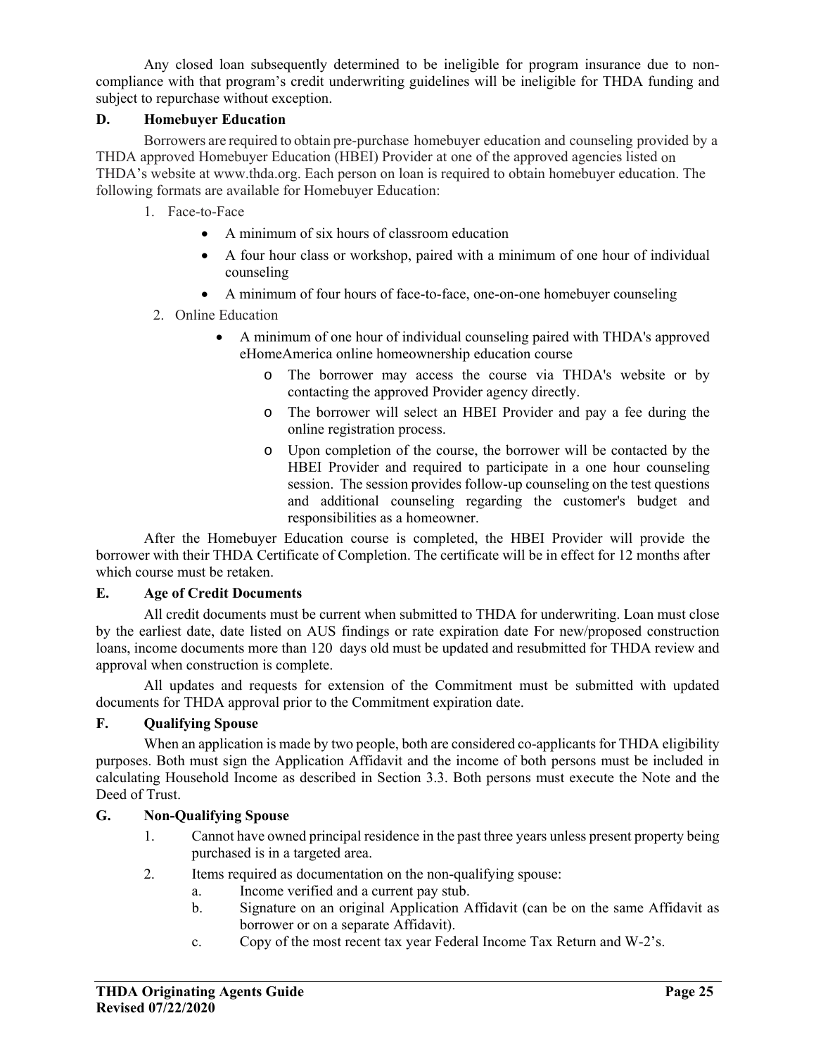Any closed loan subsequently determined to be ineligible for program insurance due to non-compliance with that program's credit underwriting guidelines will be ineligible for THDA funding and subject to repurchase without exception.

**D. Homebuyer Education**

Borrowers are required to obtain pre-purchase homebuyer education and counseling provided by a THDA approved Homebuyer Education (HBEI) Provider at one of the approved agencies listed on THDA's website at www.thda.org. Each person on loan is required to obtain homebuyer education. The following formats are available for Homebuyer Education:

1. Face-to-Face
   - A minimum of six hours of classroom education
   - A four hour class or workshop, paired with a minimum of one hour of individual counseling
   - A minimum of four hours of face-to-face, one-on-one homebuyer counseling
2. Online Education
   - A minimum of one hour of individual counseling paired with THDA's approved eHomeAmerica online homeownership education course
     - The borrower may access the course via THDA's website or by contacting the approved Provider agency directly.
     - The borrower will select an HBEI Provider and pay a fee during the online registration process.
     - Upon completion of the course, the borrower will be contacted by the HBEI Provider and required to participate in a one hour counseling session. The session provides follow-up counseling on the test questions and additional counseling regarding the customer's budget and responsibilities as a homeowner.

After the Homebuyer Education course is completed, the HBEI Provider will provide the borrower with their THDA Certificate of Completion. The certificate will be in effect for 12 months after which course must be retaken.

**E. Age of Credit Documents**

All credit documents must be current when submitted to THDA for underwriting. Loan must close by the earliest date, date listed on AUS findings or rate expiration date For new/proposed construction loans, income documents more than 120 days old must be updated and resubmitted for THDA review and approval when construction is complete.

All updates and requests for extension of the Commitment must be submitted with updated documents for THDA approval prior to the Commitment expiration date.

**F. Qualifying Spouse**

When an application is made by two people, both are considered co-applicants for THDA eligibility purposes. Both must sign the Application Affidavit and the income of both persons must be included in calculating Household Income as described in Section 3.3. Both persons must execute the Note and the Deed of Trust.

**G. Non-Qualifying Spouse**

1. Cannot have owned principal residence in the past three years unless present property being purchased is in a targeted area.
2. Items required as documentation on the non-qualifying spouse:
   a. Income verified and a current pay stub.
   b. Signature on an original Application Affidavit (can be on the same Affidavit as borrower or on a separate Affidavit).
   c. Copy of the most recent tax year Federal Income Tax Return and W-2's.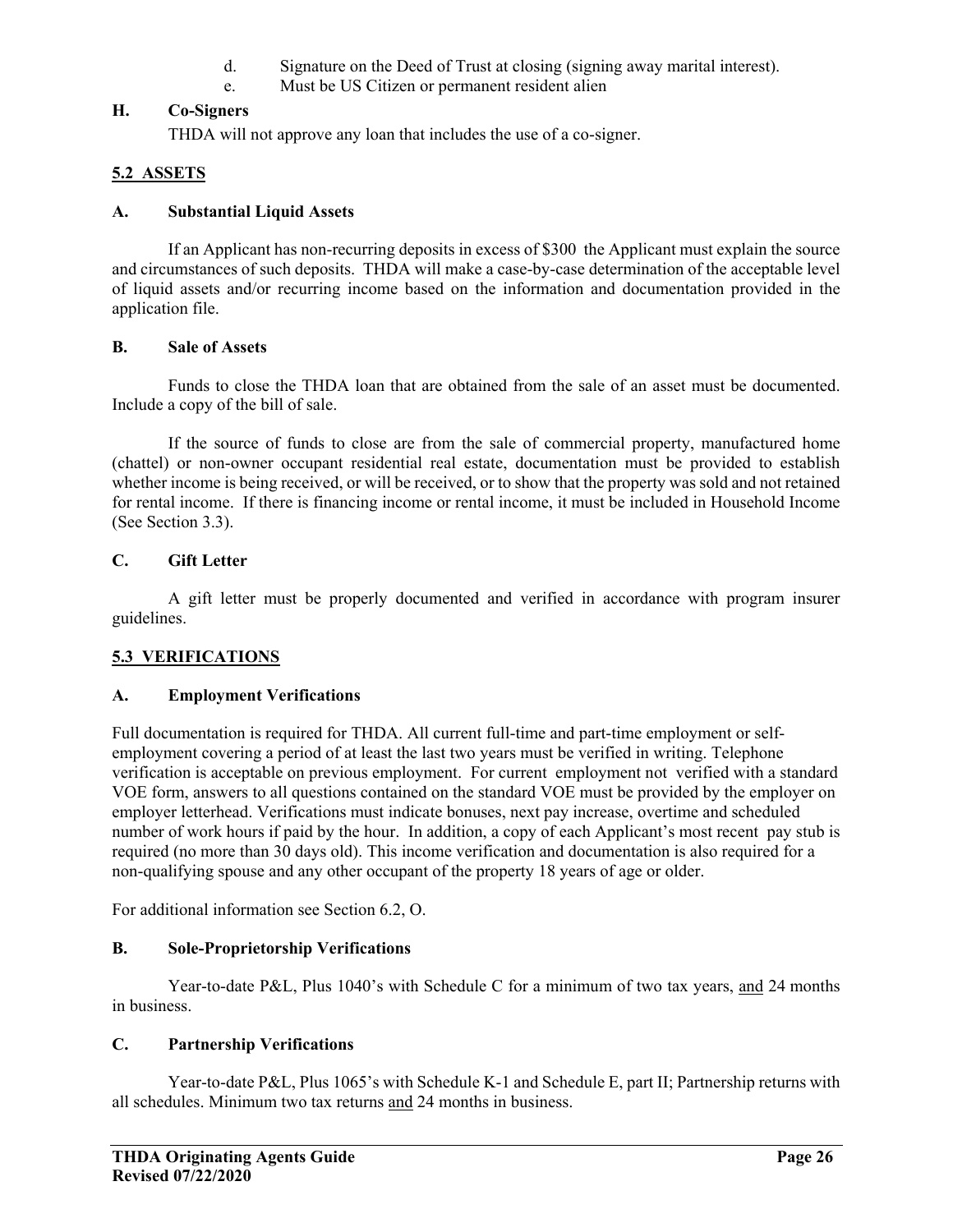d. Signature on the Deed of Trust at closing (signing away marital interest).

e. Must be US Citizen or permanent resident alien

**H. Co-Signers**

THDA will not approve any loan that includes the use of a co-signer.

## 5.2 ASSETS

**A. Substantial Liquid Assets**

If an Applicant has non-recurring deposits in excess of $300 the Applicant must explain the source and circumstances of such deposits. THDA will make a case-by-case determination of the acceptable level of liquid assets and/or recurring income based on the information and documentation provided in the application file.

**B. Sale of Assets**

Funds to close the THDA loan that are obtained from the sale of an asset must be documented. Include a copy of the bill of sale.

If the source of funds to close are from the sale of commercial property, manufactured home (chattel) or non-owner occupant residential real estate, documentation must be provided to establish whether income is being received, or will be received, or to show that the property was sold and not retained for rental income. If there is financing income or rental income, it must be included in Household Income (See Section 3.3).

**C. Gift Letter**

A gift letter must be properly documented and verified in accordance with program insurer guidelines.

## 5.3 VERIFICATIONS

**A. Employment Verifications**

Full documentation is required for THDA. All current full-time and part-time employment or self-employment covering a period of at least the last two years must be verified in writing. Telephone verification is acceptable on previous employment. For current employment not verified with a standard VOE form, answers to all questions contained on the standard VOE must be provided by the employer on employer letterhead. Verifications must indicate bonuses, next pay increase, overtime and scheduled number of work hours if paid by the hour. In addition, a copy of each Applicant's most recent pay stub is required (no more than 30 days old). This income verification and documentation is also required for a non-qualifying spouse and any other occupant of the property 18 years of age or older.

For additional information see Section 6.2, O.

**B. Sole-Proprietorship Verifications**

Year-to-date P&L, Plus 1040's with Schedule C for a minimum of two tax years, and 24 months in business.

**C. Partnership Verifications**

Year-to-date P&L, Plus 1065's with Schedule K-1 and Schedule E, part II; Partnership returns with all schedules. Minimum two tax returns and 24 months in business.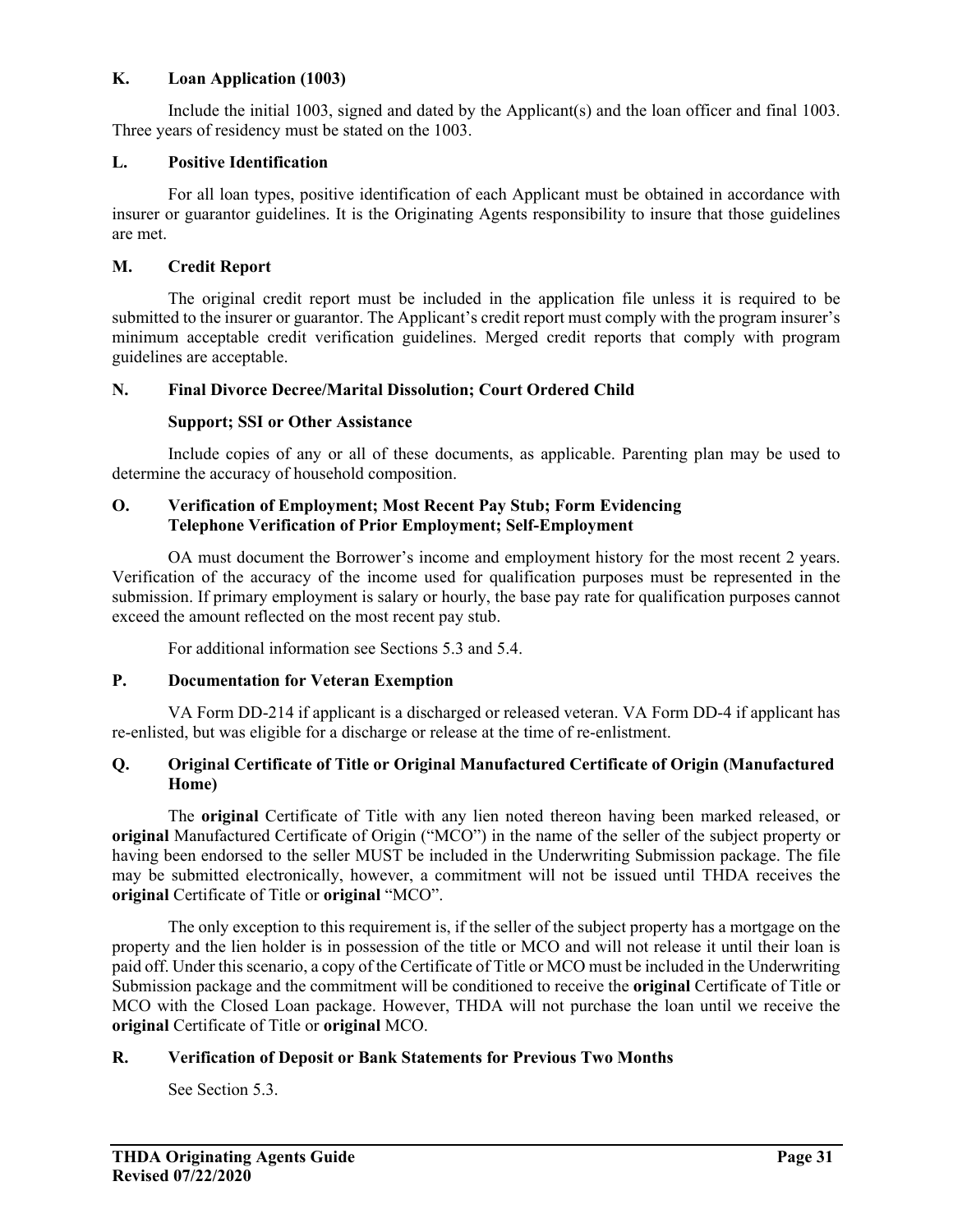### K. Loan Application (1003)

Include the initial 1003, signed and dated by the Applicant(s) and the loan officer and final 1003. Three years of residency must be stated on the 1003.

### L. Positive Identification

For all loan types, positive identification of each Applicant must be obtained in accordance with insurer or guarantor guidelines. It is the Originating Agents responsibility to insure that those guidelines are met.

### M. Credit Report

The original credit report must be included in the application file unless it is required to be submitted to the insurer or guarantor. The Applicant's credit report must comply with the program insurer's minimum acceptable credit verification guidelines. Merged credit reports that comply with program guidelines are acceptable.

### N. Final Divorce Decree/Marital Dissolution; Court Ordered Child Support; SSI or Other Assistance

Include copies of any or all of these documents, as applicable. Parenting plan may be used to determine the accuracy of household composition.

### O. Verification of Employment; Most Recent Pay Stub; Form Evidencing Telephone Verification of Prior Employment; Self-Employment

OA must document the Borrower's income and employment history for the most recent 2 years. Verification of the accuracy of the income used for qualification purposes must be represented in the submission. If primary employment is salary or hourly, the base pay rate for qualification purposes cannot exceed the amount reflected on the most recent pay stub.

For additional information see Sections 5.3 and 5.4.

### P. Documentation for Veteran Exemption

VA Form DD-214 if applicant is a discharged or released veteran. VA Form DD-4 if applicant has re-enlisted, but was eligible for a discharge or release at the time of re-enlistment.

### Q. Original Certificate of Title or Original Manufactured Certificate of Origin (Manufactured Home)

The **original** Certificate of Title with any lien noted thereon having been marked released, or **original** Manufactured Certificate of Origin ("MCO") in the name of the seller of the subject property or having been endorsed to the seller MUST be included in the Underwriting Submission package. The file may be submitted electronically, however, a commitment will not be issued until THDA receives the **original** Certificate of Title or **original** "MCO".

The only exception to this requirement is, if the seller of the subject property has a mortgage on the property and the lien holder is in possession of the title or MCO and will not release it until their loan is paid off. Under this scenario, a copy of the Certificate of Title or MCO must be included in the Underwriting Submission package and the commitment will be conditioned to receive the **original** Certificate of Title or MCO with the Closed Loan package. However, THDA will not purchase the loan until we receive the **original** Certificate of Title or **original** MCO.

### R. Verification of Deposit or Bank Statements for Previous Two Months

See Section 5.3.